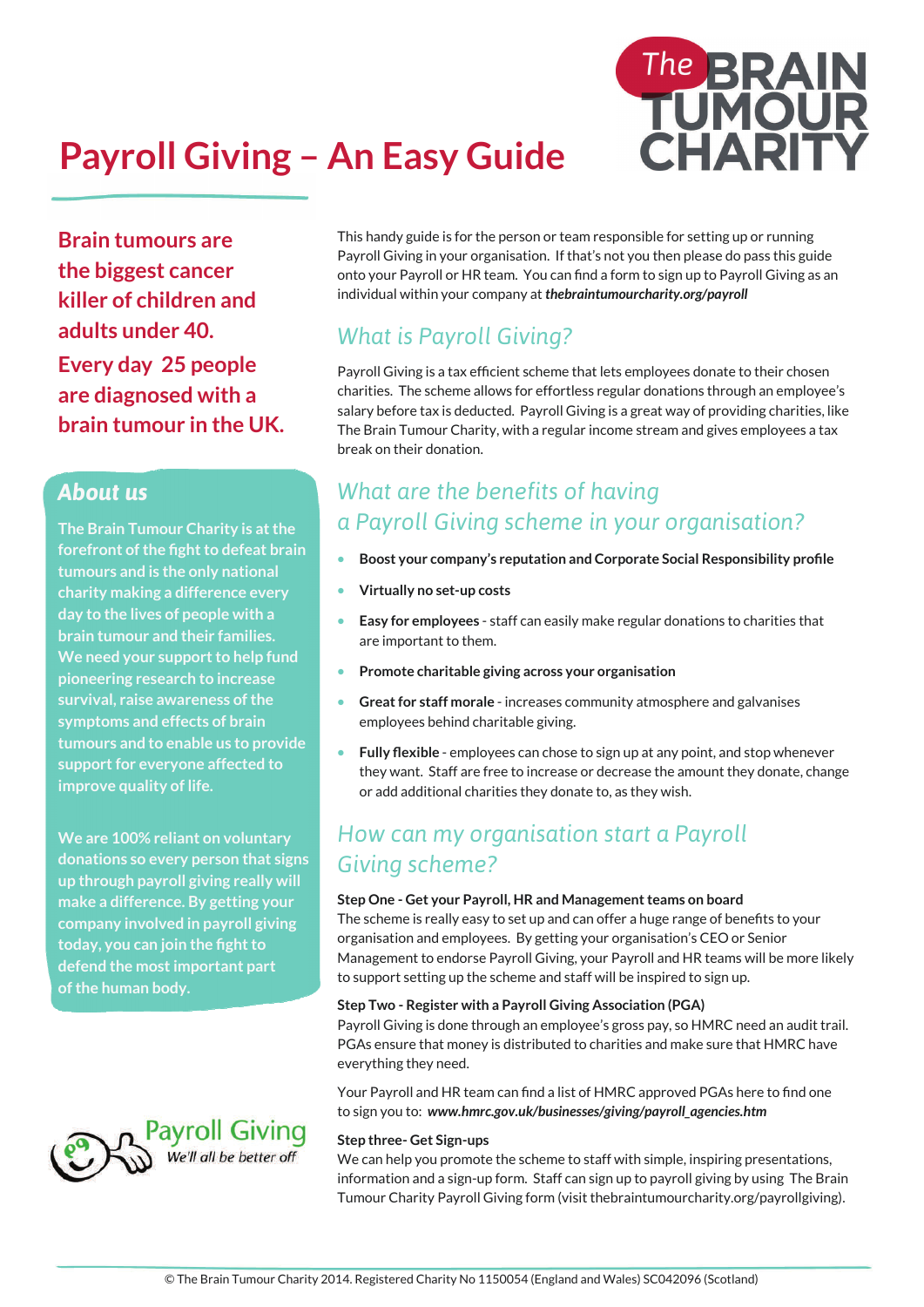# Payroll Giving – An Easy Guide

The BRAIN TUMOUR CHARITY

**Brain tumours are the biggest cancer killer of children and adults under 40.**

**Every day 25 people are diagnosed with a brain tumour in the UK.**

## About us

The Brain Tumour Charity is at the forefront of the fight to defeat brain tumours and is the only national charity making a difference every day to the lives of people with a brain tumour and their families. We need your support to help fund pioneering research to increase survival, raise awareness of the symptoms and effects of brain tumours and to enable us to provide support for everyone affected to improve quality of life.

We are 100% reliant on voluntary donations so every person that signs up through payroll giving really will make a difference. By getting your company involved in payroll giving today, you can join the fight to defend the most important part of the human body.

Payroll Giving
*We'll all be better off*

This handy guide is for the person or team responsible for setting up or running Payroll Giving in your organisation. If that's not you then please do pass this guide onto your Payroll or HR team. You can find a form to sign up to Payroll Giving as an individual within your company at ***thebraintumourcharity.org/payroll***

## What is Payroll Giving?

Payroll Giving is a tax efficient scheme that lets employees donate to their chosen charities. The scheme allows for effortless regular donations through an employee's salary before tax is deducted. Payroll Giving is a great way of providing charities, like The Brain Tumour Charity, with a regular income stream and gives employees a tax break on their donation.

## What are the benefits of having a Payroll Giving scheme in your organisation?

- **Boost your company's reputation and Corporate Social Responsibility profile**
- **Virtually no set-up costs**
- **Easy for employees** - staff can easily make regular donations to charities that are important to them.
- **Promote charitable giving across your organisation**
- **Great for staff morale** - increases community atmosphere and galvanises employees behind charitable giving.
- **Fully flexible** - employees can chose to sign up at any point, and stop whenever they want. Staff are free to increase or decrease the amount they donate, change or add additional charities they donate to, as they wish.

## How can my organisation start a Payroll Giving scheme?

**Step One - Get your Payroll, HR and Management teams on board**
The scheme is really easy to set up and can offer a huge range of benefits to your organisation and employees. By getting your organisation's CEO or Senior Management to endorse Payroll Giving, your Payroll and HR teams will be more likely to support setting up the scheme and staff will be inspired to sign up.

**Step Two - Register with a Payroll Giving Association (PGA)**
Payroll Giving is done through an employee's gross pay, so HMRC need an audit trail. PGAs ensure that money is distributed to charities and make sure that HMRC have everything they need.

Your Payroll and HR team can find a list of HMRC approved PGAs here to find one to sign you to: ***www.hmrc.gov.uk/businesses/giving/payroll_agencies.htm***

**Step three- Get Sign-ups**
We can help you promote the scheme to staff with simple, inspiring presentations, information and a sign-up form. Staff can sign up to payroll giving by using The Brain Tumour Charity Payroll Giving form (visit thebraintumourcharity.org/payrollgiving).

© The Brain Tumour Charity 2014. Registered Charity No 1150054 (England and Wales) SC042096 (Scotland)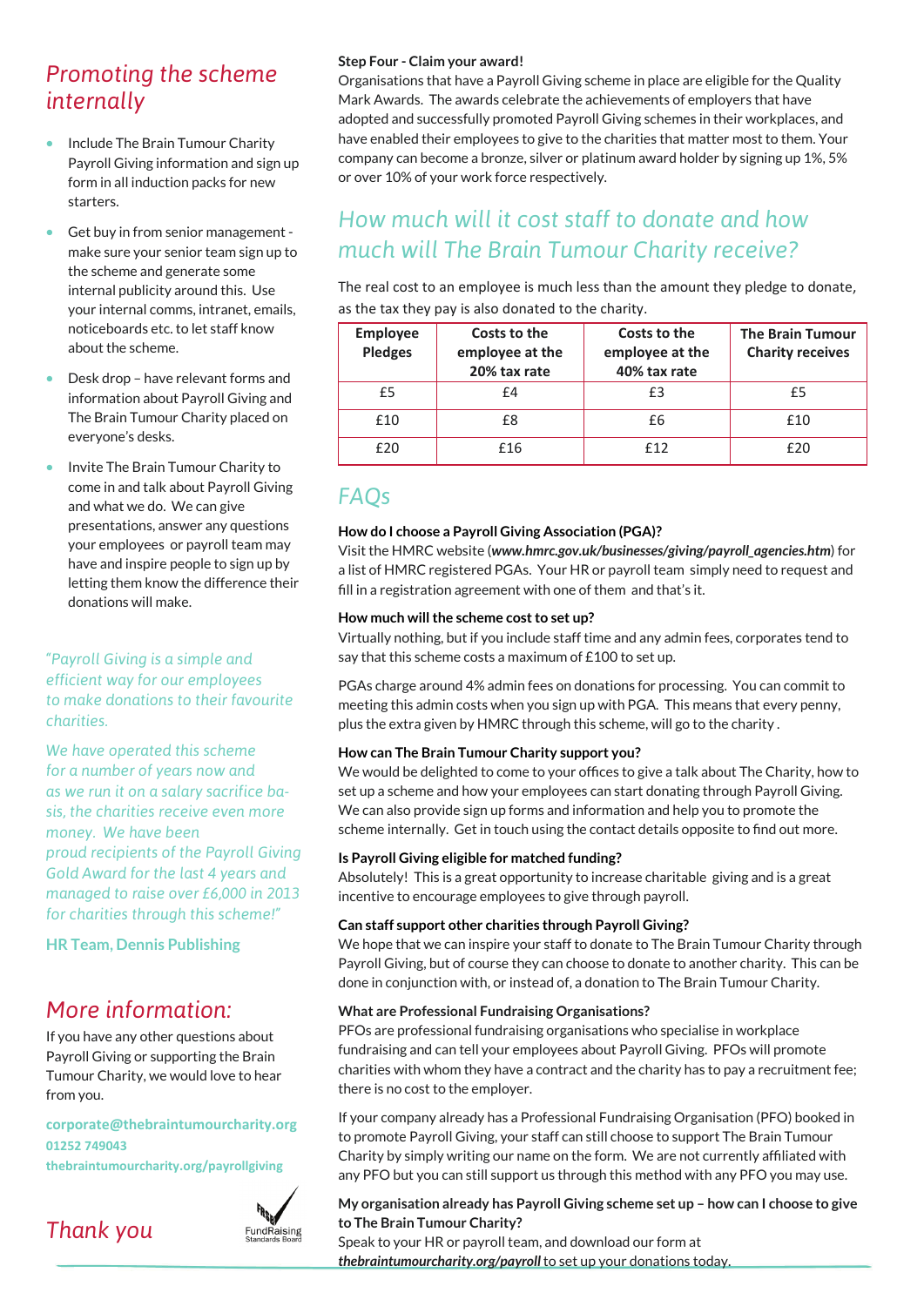## *Promoting the scheme internally*

- Include The Brain Tumour Charity Payroll Giving information and sign up form in all induction packs for new starters.
- Get buy in from senior management - make sure your senior team sign up to the scheme and generate some internal publicity around this. Use your internal comms, intranet, emails, noticeboards etc. to let staff know about the scheme.
- Desk drop – have relevant forms and information about Payroll Giving and The Brain Tumour Charity placed on everyone's desks.
- Invite The Brain Tumour Charity to come in and talk about Payroll Giving and what we do. We can give presentations, answer any questions your employees or payroll team may have and inspire people to sign up by letting them know the difference their donations will make.

*"Payroll Giving is a simple and efficient way for our employees to make donations to their favourite charities.*

*We have operated this scheme for a number of years now and as we run it on a salary sacrifice basis, the charities receive even more money. We have been proud recipients of the Payroll Giving Gold Award for the last 4 years and managed to raise over £6,000 in 2013 for charities through this scheme!"*

**HR Team, Dennis Publishing**

## *More information:*

If you have any other questions about Payroll Giving or supporting the Brain Tumour Charity, we would love to hear from you.

**corporate@thebraintumourcharity.org**
**01252 749043**
**thebraintumourcharity.org/payrollgiving**

## *Thank you*

FundRaising Standards Board

**Step Four - Claim your award!**
Organisations that have a Payroll Giving scheme in place are eligible for the Quality Mark Awards. The awards celebrate the achievements of employers that have adopted and successfully promoted Payroll Giving schemes in their workplaces, and have enabled their employees to give to the charities that matter most to them. Your company can become a bronze, silver or platinum award holder by signing up 1%, 5% or over 10% of your work force respectively.

## *How much will it cost staff to donate and how much will The Brain Tumour Charity receive?*

The real cost to an employee is much less than the amount they pledge to donate, as the tax they pay is also donated to the charity.

| Employee Pledges | Costs to the employee at the 20% tax rate | Costs to the employee at the 40% tax rate | The Brain Tumour Charity receives |
|---|---|---|---|
| £5 | £4 | £3 | £5 |
| £10 | £8 | £6 | £10 |
| £20 | £16 | £12 | £20 |

## *FAQs*

**How do I choose a Payroll Giving Association (PGA)?**
Visit the HMRC website (***www.hmrc.gov.uk/businesses/giving/payroll_agencies.htm***) for a list of HMRC registered PGAs. Your HR or payroll team simply need to request and fill in a registration agreement with one of them and that's it.

**How much will the scheme cost to set up?**
Virtually nothing, but if you include staff time and any admin fees, corporates tend to say that this scheme costs a maximum of £100 to set up.

PGAs charge around 4% admin fees on donations for processing. You can commit to meeting this admin costs when you sign up with PGA. This means that every penny, plus the extra given by HMRC through this scheme, will go to the charity .

**How can The Brain Tumour Charity support you?**
We would be delighted to come to your offices to give a talk about The Charity, how to set up a scheme and how your employees can start donating through Payroll Giving. We can also provide sign up forms and information and help you to promote the scheme internally. Get in touch using the contact details opposite to find out more.

**Is Payroll Giving eligible for matched funding?**
Absolutely! This is a great opportunity to increase charitable giving and is a great incentive to encourage employees to give through payroll.

**Can staff support other charities through Payroll Giving?**
We hope that we can inspire your staff to donate to The Brain Tumour Charity through Payroll Giving, but of course they can choose to donate to another charity. This can be done in conjunction with, or instead of, a donation to The Brain Tumour Charity.

**What are Professional Fundraising Organisations?**
PFOs are professional fundraising organisations who specialise in workplace fundraising and can tell your employees about Payroll Giving. PFOs will promote charities with whom they have a contract and the charity has to pay a recruitment fee; there is no cost to the employer.

If your company already has a Professional Fundraising Organisation (PFO) booked in to promote Payroll Giving, your staff can still choose to support The Brain Tumour Charity by simply writing our name on the form. We are not currently affiliated with any PFO but you can still support us through this method with any PFO you may use.

**My organisation already has Payroll Giving scheme set up – how can I choose to give to The Brain Tumour Charity?**
Speak to your HR or payroll team, and download our form at ***thebraintumourcharity.org/payroll*** to set up your donations today.